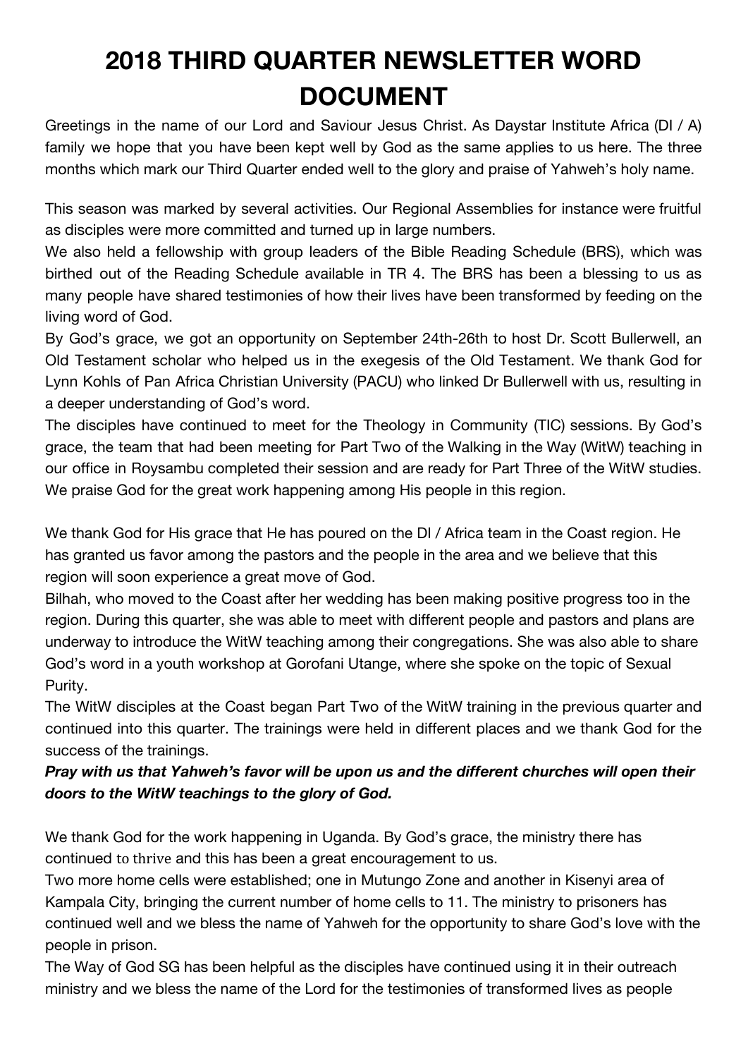# 2018 THIRD QUARTER NEWSLETTER WORD DOCUMENT

Greetings in the name of our Lord and Saviour Jesus Christ. As Daystar Institute Africa (DI / A) family we hope that you have been kept well by God as the same applies to us here. The three months which mark our Third Quarter ended well to the glory and praise of Yahweh's holy name.

This season was marked by several activities. Our Regional Assemblies for instance were fruitful as disciples were more committed and turned up in large numbers.

We also held a fellowship with group leaders of the Bible Reading Schedule (BRS), which was birthed out of the Reading Schedule available in TR 4. The BRS has been a blessing to us as many people have shared testimonies of how their lives have been transformed by feeding on the living word of God.

By God's grace, we got an opportunity on September 24th-26th to host Dr. Scott Bullerwell, an Old Testament scholar who helped us in the exegesis of the Old Testament. We thank God for Lynn Kohls of Pan Africa Christian University (PACU) who linked Dr Bullerwell with us, resulting in a deeper understanding of God's word.

The disciples have continued to meet for the Theology in Community (TIC) sessions. By God's grace, the team that had been meeting for Part Two of the Walking in the Way (WitW) teaching in our office in Roysambu completed their session and are ready for Part Three of the WitW studies. We praise God for the great work happening among His people in this region.

We thank God for His grace that He has poured on the DI / Africa team in the Coast region. He has granted us favor among the pastors and the people in the area and we believe that this region will soon experience a great move of God.

Bilhah, who moved to the Coast after her wedding has been making positive progress too in the region. During this quarter, she was able to meet with different people and pastors and plans are underway to introduce the WitW teaching among their congregations. She was also able to share God's word in a youth workshop at Gorofani Utange, where she spoke on the topic of Sexual Purity.

The WitW disciples at the Coast began Part Two of the WitW training in the previous quarter and continued into this quarter. The trainings were held in different places and we thank God for the success of the trainings.

***Pray with us that Yahweh's favor will be upon us and the different churches will open their doors to the WitW teachings to the glory of God.***

We thank God for the work happening in Uganda. By God's grace, the ministry there has continued to thrive and this has been a great encouragement to us.

Two more home cells were established; one in Mutungo Zone and another in Kisenyi area of Kampala City, bringing the current number of home cells to 11. The ministry to prisoners has continued well and we bless the name of Yahweh for the opportunity to share God's love with the people in prison.

The Way of God SG has been helpful as the disciples have continued using it in their outreach ministry and we bless the name of the Lord for the testimonies of transformed lives as people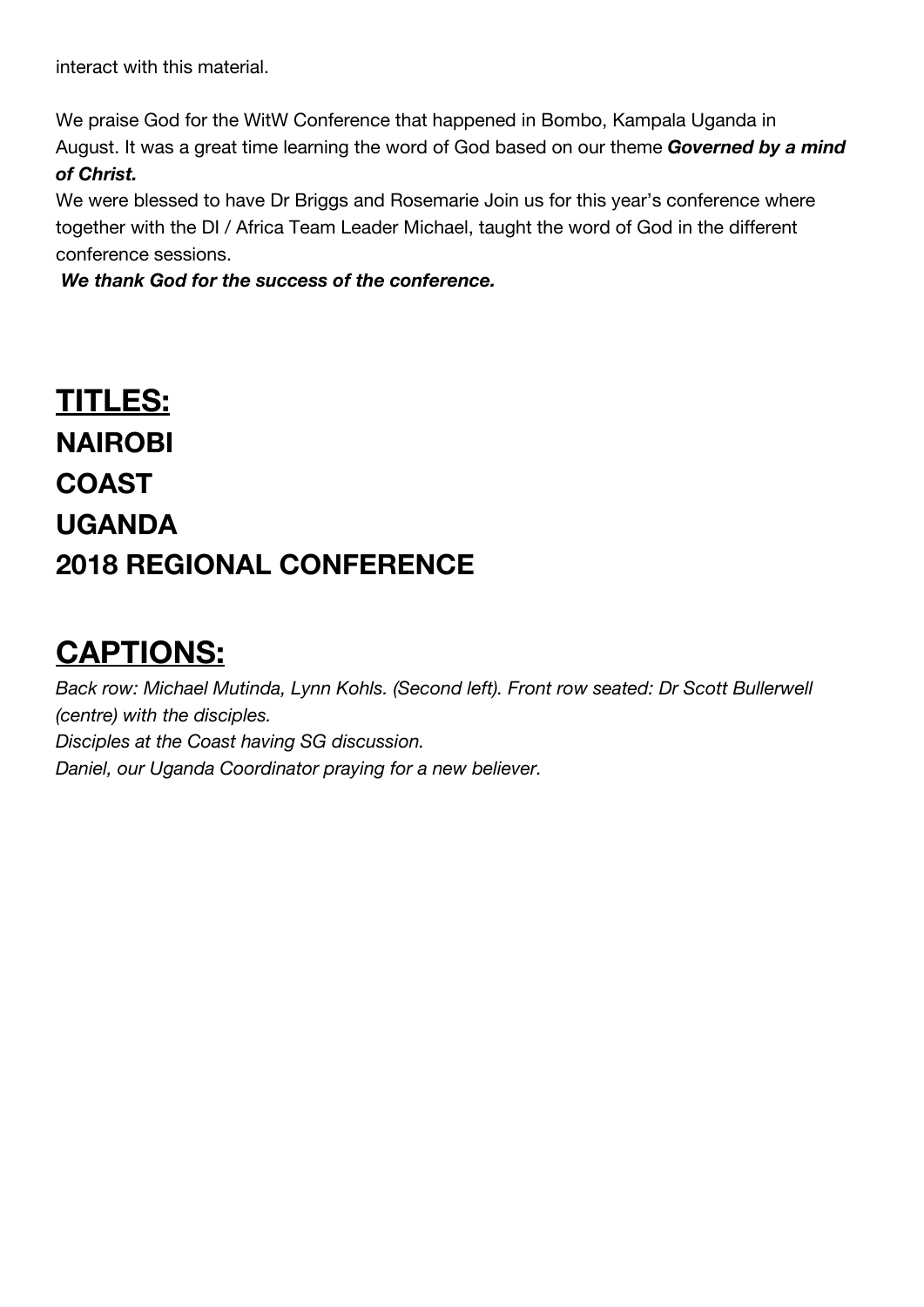interact with this material.

We praise God for the WitW Conference that happened in Bombo, Kampala Uganda in August. It was a great time learning the word of God based on our theme ***Governed by a mind of Christ.***

We were blessed to have Dr Briggs and Rosemarie Join us for this year's conference where together with the DI / Africa Team Leader Michael, taught the word of God in the different conference sessions.

***We thank God for the success of the conference.***

# TITLES:

## NAIROBI

## COAST

## UGANDA

## 2018 REGIONAL CONFERENCE

# CAPTIONS:

*Back row: Michael Mutinda, Lynn Kohls. (Second left). Front row seated: Dr Scott Bullerwell (centre) with the disciples.*

*Disciples at the Coast having SG discussion.*

*Daniel, our Uganda Coordinator praying for a new believer.*